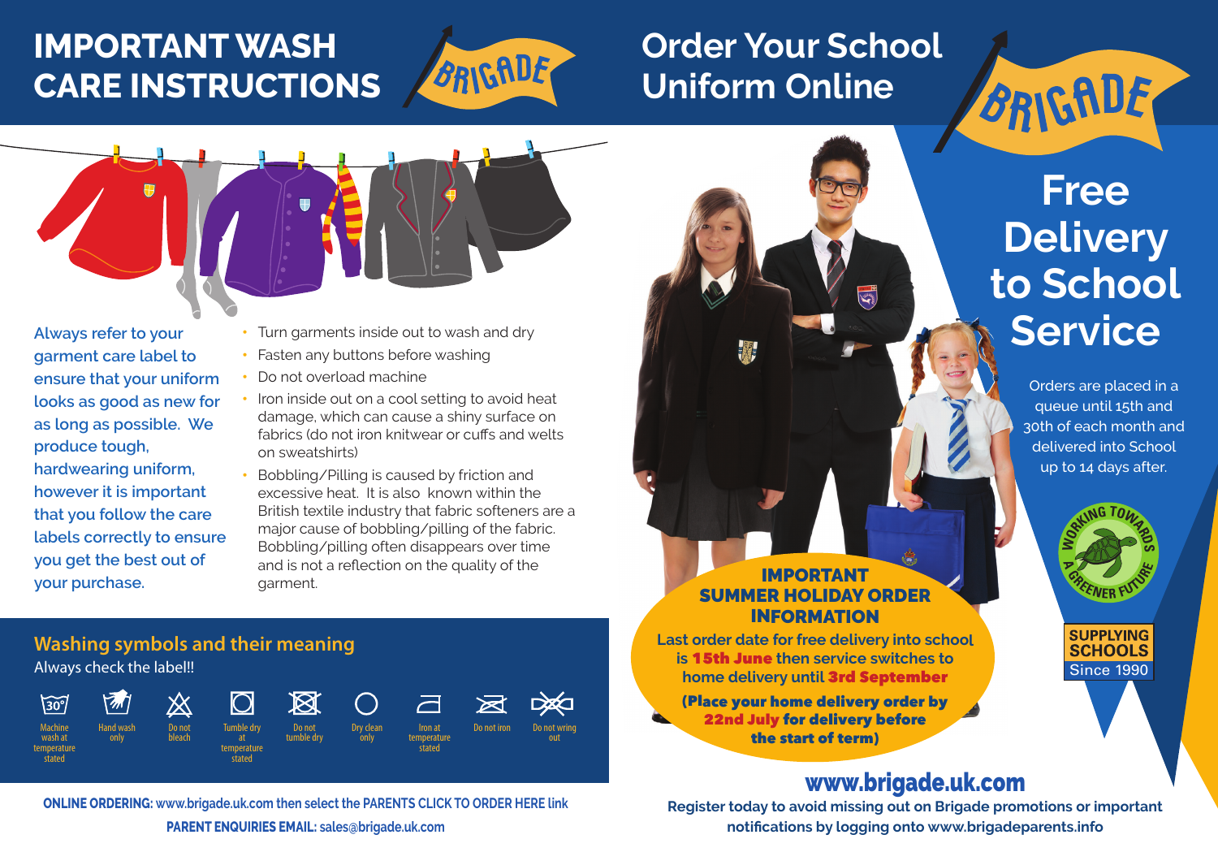# IMPORTANT WASH CARE INSTRUCTIONS

BRIGADE

Always refer to your garment care label to ensure that your uniform looks as good as new for as long as possible. We produce tough, hardwearing uniform, however it is important that you follow the care labels correctly to ensure you get the best out of your purchase.

- Turn garments inside out to wash and dry
- Fasten any buttons before washing
- Do not overload machine
- Iron inside out on a cool setting to avoid heat damage, which can cause a shiny surface on fabrics (do not iron knitwear or cuffs and welts on sweatshirts)
- Bobbling/Pilling is caused by friction and excessive heat. It is also known within the British textile industry that fabric softeners are a major cause of bobbling/pilling of the fabric. Bobbling/pilling often disappears over time and is not a reflection on the quality of the garment.

## Washing symbols and their meaning

Always check the label!!

- 30° – Machine wash at temperature stated
- Hand wash only
- Do not bleach
- Tumble dry at temperature stated
- Do not tumble dry
- Dry clean only
- Iron at temperature stated
- Do not iron
- Do not wring out

**ONLINE ORDERING:** www.brigade.uk.com then select the PARENTS CLICK TO ORDER HERE link

**PARENT ENQUIRIES EMAIL:** sales@brigade.uk.com

# Order Your School Uniform Online

BRIGADE

## Free Delivery to School Service

Orders are placed in a queue until 15th and 30th of each month and delivered into School up to 14 days after.

WORKING TOWARDS A GREENER FUTURE

SUPPLYING SCHOOLS Since 1990

### IMPORTANT SUMMER HOLIDAY ORDER INFORMATION

Last order date for free delivery into school is **15th June** then service switches to home delivery until **3rd September**

**(Place your home delivery order by 22nd July for delivery before the start of term)**

## www.brigade.uk.com

**Register today to avoid missing out on Brigade promotions or important notifications by logging onto www.brigadeparents.info**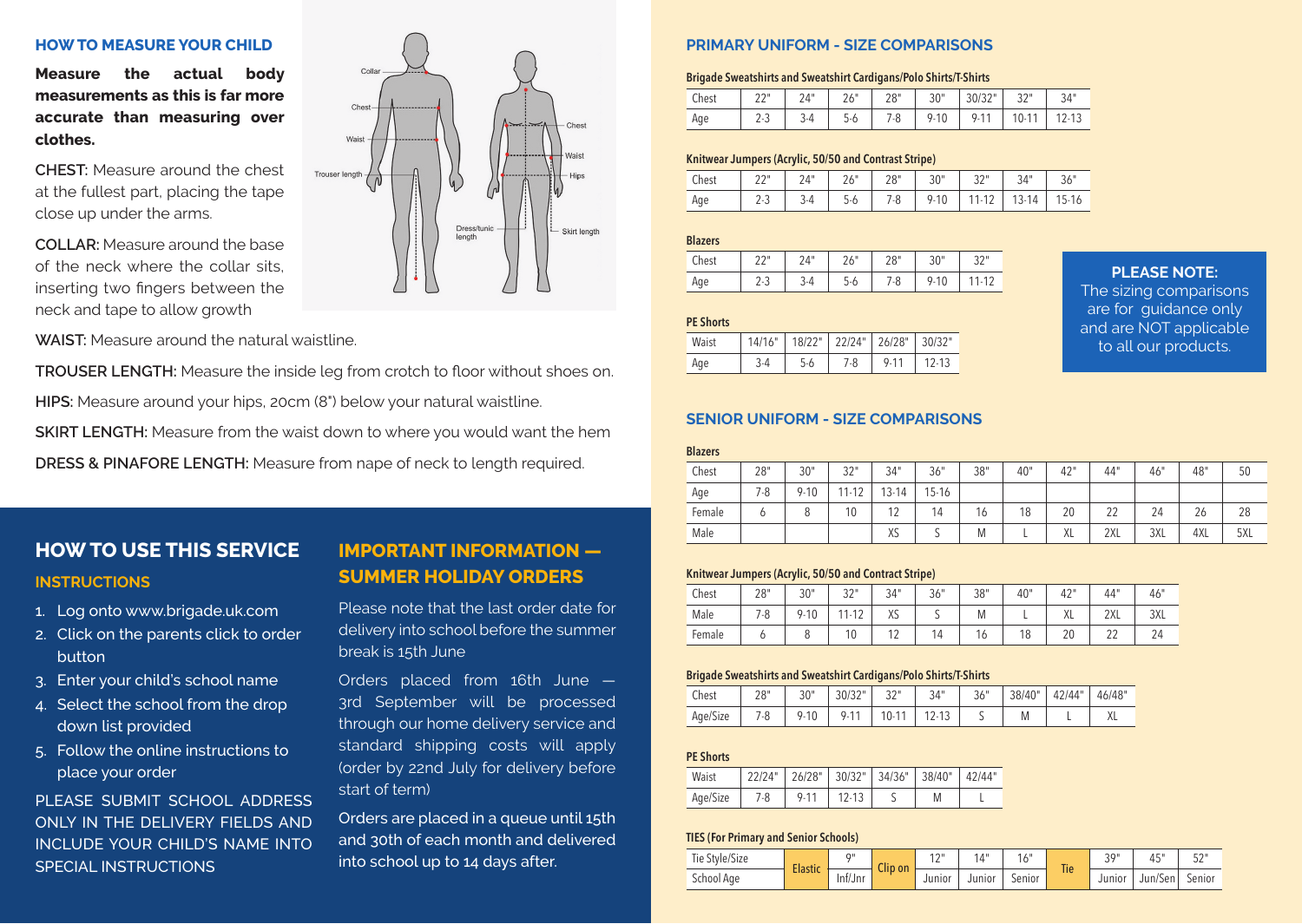## HOW TO MEASURE YOUR CHILD

**Measure the actual body measurements as this is far more accurate than measuring over clothes.**

**CHEST:** Measure around the chest at the fullest part, placing the tape close up under the arms.

**COLLAR:** Measure around the base of the neck where the collar sits, inserting two fingers between the neck and tape to allow growth

Collar
Chest
Waist
Trouser length
Chest
Waist
Hips
Dress/tunic length
Skirt length

**WAIST:** Measure around the natural waistline.

**TROUSER LENGTH:** Measure the inside leg from crotch to floor without shoes on.

**HIPS:** Measure around your hips, 20cm (8") below your natural waistline.

**SKIRT LENGTH:** Measure from the waist down to where you would want the hem

**DRESS & PINAFORE LENGTH:** Measure from nape of neck to length required.

## HOW TO USE THIS SERVICE

### INSTRUCTIONS

1. Log onto www.brigade.uk.com
2. Click on the parents click to order button
3. Enter your child's school name
4. Select the school from the drop down list provided
5. Follow the online instructions to place your order

PLEASE SUBMIT SCHOOL ADDRESS ONLY IN THE DELIVERY FIELDS AND INCLUDE YOUR CHILD'S NAME INTO SPECIAL INSTRUCTIONS

## IMPORTANT INFORMATION — SUMMER HOLIDAY ORDERS

Please note that the last order date for delivery into school before the summer break is 15th June

Orders placed from 16th June — 3rd September will be processed through our home delivery service and standard shipping costs will apply (order by 22nd July for delivery before start of term)

Orders are placed in a queue until 15th and 30th of each month and delivered into school up to 14 days after.

## PRIMARY UNIFORM - SIZE COMPARISONS

**Brigade Sweatshirts and Sweatshirt Cardigans/Polo Shirts/T-Shirts**

| | | | | | | | | |
|---|---|---|---|---|---|---|---|---|
| Chest | 22" | 24" | 26" | 28" | 30" | 30/32" | 32" | 34" |
| Age | 2-3 | 3-4 | 5-6 | 7-8 | 9-10 | 9-11 | 10-11 | 12-13 |

**Knitwear Jumpers (Acrylic, 50/50 and Contrast Stripe)**

| | | | | | | | | |
|---|---|---|---|---|---|---|---|---|
| Chest | 22" | 24" | 26" | 28" | 30" | 32" | 34" | 36" |
| Age | 2-3 | 3-4 | 5-6 | 7-8 | 9-10 | 11-12 | 13-14 | 15-16 |

**Blazers**

| | | | | | | |
|---|---|---|---|---|---|---|
| Chest | 22" | 24" | 26" | 28" | 30" | 32" |
| Age | 2-3 | 3-4 | 5-6 | 7-8 | 9-10 | 11-12 |

**PE Shorts**

| | | | | | |
|---|---|---|---|---|---|
| Waist | 14/16" | 18/22" | 22/24" | 26/28" | 30/32" |
| Age | 3-4 | 5-6 | 7-8 | 9-11 | 12-13 |

**PLEASE NOTE:**
The sizing comparisons are for guidance only and are NOT applicable to all our products.

## SENIOR UNIFORM - SIZE COMPARISONS

**Blazers**

| | | | | | | | | | | | | |
|---|---|---|---|---|---|---|---|---|---|---|---|---|
| Chest | 28" | 30" | 32" | 34" | 36" | 38" | 40" | 42" | 44" | 46" | 48" | 50 |
| Age | 7-8 | 9-10 | 11-12 | 13-14 | 15-16 | | | | | | | |
| Female | 6 | 8 | 10 | 12 | 14 | 16 | 18 | 20 | 22 | 24 | 26 | 28 |
| Male | | | | XS | S | M | L | XL | 2XL | 3XL | 4XL | 5XL |

**Knitwear Jumpers (Acrylic, 50/50 and Contract Stripe)**

| | | | | | | | | | | |
|---|---|---|---|---|---|---|---|---|---|---|
| Chest | 28" | 30" | 32" | 34" | 36" | 38" | 40" | 42" | 44" | 46" |
| Male | 7-8 | 9-10 | 11-12 | XS | S | M | L | XL | 2XL | 3XL |
| Female | 6 | 8 | 10 | 12 | 14 | 16 | 18 | 20 | 22 | 24 |

**Brigade Sweatshirts and Sweatshirt Cardigans/Polo Shirts/T-Shirts**

| | | | | | | | | | |
|---|---|---|---|---|---|---|---|---|---|
| Chest | 28" | 30" | 30/32" | 32" | 34" | 36" | 38/40" | 42/44" | 46/48" |
| Age/Size | 7-8 | 9-10 | 9-11 | 10-11 | 12-13 | S | M | L | XL |

**PE Shorts**

| | | | | | | |
|---|---|---|---|---|---|---|
| Waist | 22/24" | 26/28" | 30/32" | 34/36" | 38/40" | 42/44" |
| Age/Size | 7-8 | 9-11 | 12-13 | S | M | L |

**TIES (For Primary and Senior Schools)**

| | | | | | | | | | | |
|---|---|---|---|---|---|---|---|---|---|---|
| Tie Style/Size | Elastic | 9" | Clip on | 12" | 14" | 16" | Tie | 39" | 45" | 52" |
| School Age | | Inf/Jnr | | Junior | Junior | Senior | | Junior | Jun/Sen | Senior |